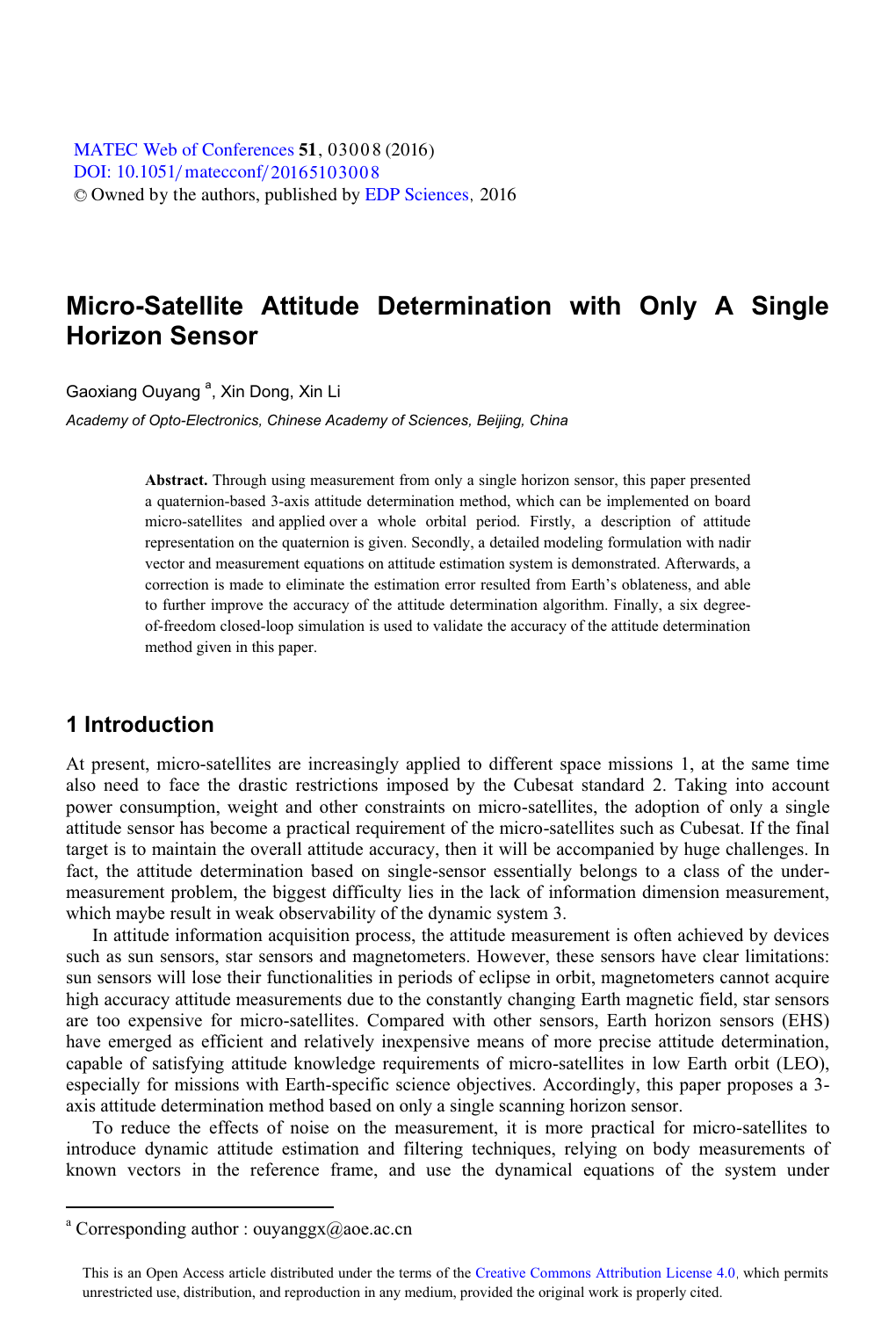# Micro-Satellite Attitude Determination with Only A Single Horizon Sensor

Gaoxiang Ouyang [a], Xin Dong, Xin Li

*Academy of Opto-Electronics, Chinese Academy of Sciences, Beijing, China*

**Abstract.** Through using measurement from only a single horizon sensor, this paper presented a quaternion-based 3-axis attitude determination method, which can be implemented on board micro-satellites and applied over a whole orbital period. Firstly, a description of attitude representation on the quaternion is given. Secondly, a detailed modeling formulation with nadir vector and measurement equations on attitude estimation system is demonstrated. Afterwards, a correction is made to eliminate the estimation error resulted from Earth's oblateness, and able to further improve the accuracy of the attitude determination algorithm. Finally, a six degree-of-freedom closed-loop simulation is used to validate the accuracy of the attitude determination method given in this paper.

## 1 Introduction

At present, micro-satellites are increasingly applied to different space missions 1, at the same time also need to face the drastic restrictions imposed by the Cubesat standard 2. Taking into account power consumption, weight and other constraints on micro-satellites, the adoption of only a single attitude sensor has become a practical requirement of the micro-satellites such as Cubesat. If the final target is to maintain the overall attitude accuracy, then it will be accompanied by huge challenges. In fact, the attitude determination based on single-sensor essentially belongs to a class of the under-measurement problem, the biggest difficulty lies in the lack of information dimension measurement, which maybe result in weak observability of the dynamic system 3.

In attitude information acquisition process, the attitude measurement is often achieved by devices such as sun sensors, star sensors and magnetometers. However, these sensors have clear limitations: sun sensors will lose their functionalities in periods of eclipse in orbit, magnetometers cannot acquire high accuracy attitude measurements due to the constantly changing Earth magnetic field, star sensors are too expensive for micro-satellites. Compared with other sensors, Earth horizon sensors (EHS) have emerged as efficient and relatively inexpensive means of more precise attitude determination, capable of satisfying attitude knowledge requirements of micro-satellites in low Earth orbit (LEO), especially for missions with Earth-specific science objectives. Accordingly, this paper proposes a 3-axis attitude determination method based on only a single scanning horizon sensor.

To reduce the effects of noise on the measurement, it is more practical for micro-satellites to introduce dynamic attitude estimation and filtering techniques, relying on body measurements of known vectors in the reference frame, and use the dynamical equations of the system under

[a] Corresponding author : ouyanggx@aoe.ac.cn

This is an Open Access article distributed under the terms of the Creative Commons Attribution License 4.0, which permits unrestricted use, distribution, and reproduction in any medium, provided the original work is properly cited.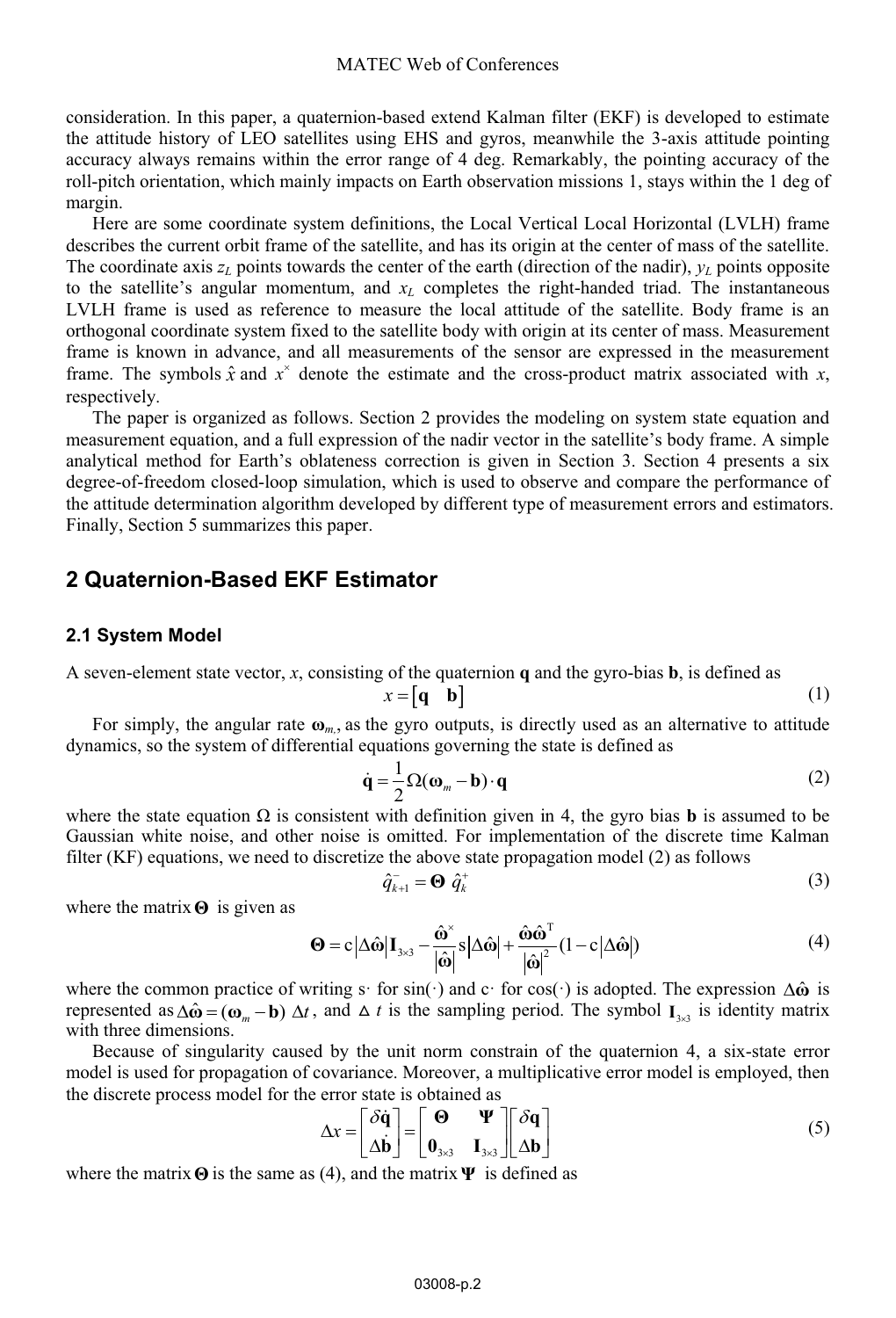consideration. In this paper, a quaternion-based extend Kalman filter (EKF) is developed to estimate the attitude history of LEO satellites using EHS and gyros, meanwhile the 3-axis attitude pointing accuracy always remains within the error range of 4 deg. Remarkably, the pointing accuracy of the roll-pitch orientation, which mainly impacts on Earth observation missions 1, stays within the 1 deg of margin.

Here are some coordinate system definitions, the Local Vertical Local Horizontal (LVLH) frame describes the current orbit frame of the satellite, and has its origin at the center of mass of the satellite. The coordinate axis $z_L$ points towards the center of the earth (direction of the nadir), $y_L$ points opposite to the satellite's angular momentum, and $x_L$ completes the right-handed triad. The instantaneous LVLH frame is used as reference to measure the local attitude of the satellite. Body frame is an orthogonal coordinate system fixed to the satellite body with origin at its center of mass. Measurement frame is known in advance, and all measurements of the sensor are expressed in the measurement frame. The symbols $\hat{x}$ and $x^{\times}$ denote the estimate and the cross-product matrix associated with $x$, respectively.

The paper is organized as follows. Section 2 provides the modeling on system state equation and measurement equation, and a full expression of the nadir vector in the satellite's body frame. A simple analytical method for Earth's oblateness correction is given in Section 3. Section 4 presents a six degree-of-freedom closed-loop simulation, which is used to observe and compare the performance of the attitude determination algorithm developed by different type of measurement errors and estimators. Finally, Section 5 summarizes this paper.

## 2 Quaternion-Based EKF Estimator

### 2.1 System Model

A seven-element state vector, $x$, consisting of the quaternion $\mathbf{q}$ and the gyro-bias $\mathbf{b}$, is defined as

$$x = \begin{bmatrix} \mathbf{q} & \mathbf{b} \end{bmatrix} \tag{1}$$

For simply, the angular rate $\boldsymbol{\omega}_m$, as the gyro outputs, is directly used as an alternative to attitude dynamics, so the system of differential equations governing the state is defined as

$$\dot{\mathbf{q}} = \frac{1}{2}\Omega(\boldsymbol{\omega}_m - \mathbf{b}) \cdot \mathbf{q} \tag{2}$$

where the state equation $\Omega$ is consistent with definition given in 4, the gyro bias $\mathbf{b}$ is assumed to be Gaussian white noise, and other noise is omitted. For implementation of the discrete time Kalman filter (KF) equations, we need to discretize the above state propagation model (2) as follows

$$\hat{q}_{k+1}^{-} = \boldsymbol{\Theta}\ \hat{q}_{k}^{+} \tag{3}$$

where the matrix $\boldsymbol{\Theta}$ is given as

$$\boldsymbol{\Theta} = \mathrm{c}\left|\Delta\hat{\boldsymbol{\omega}}\right|\mathbf{I}_{3\times3} - \frac{\hat{\boldsymbol{\omega}}^{\times}}{\left|\hat{\boldsymbol{\omega}}\right|}\mathrm{s}\left|\Delta\hat{\boldsymbol{\omega}}\right| + \frac{\hat{\boldsymbol{\omega}}\hat{\boldsymbol{\omega}}^{\mathrm{T}}}{\left|\hat{\boldsymbol{\omega}}\right|^{2}}(1 - \mathrm{c}\left|\Delta\hat{\boldsymbol{\omega}}\right|) \tag{4}$$

where the common practice of writing s· for sin(·) and c· for cos(·) is adopted. The expression $\Delta\hat{\boldsymbol{\omega}}$ is represented as $\Delta\hat{\boldsymbol{\omega}} = (\boldsymbol{\omega}_m - \mathbf{b})\ \Delta t$, and $\Delta t$ is the sampling period. The symbol $\mathbf{I}_{3\times3}$ is identity matrix with three dimensions.

Because of singularity caused by the unit norm constrain of the quaternion 4, a six-state error model is used for propagation of covariance. Moreover, a multiplicative error model is employed, then the discrete process model for the error state is obtained as

$$\Delta x = \begin{bmatrix} \delta\dot{\mathbf{q}} \\ \Delta\dot{\mathbf{b}} \end{bmatrix} = \begin{bmatrix} \boldsymbol{\Theta} & \boldsymbol{\Psi} \\ \mathbf{0}_{3\times3} & \mathbf{I}_{3\times3} \end{bmatrix} \begin{bmatrix} \delta\mathbf{q} \\ \Delta\mathbf{b} \end{bmatrix} \tag{5}$$

where the matrix $\boldsymbol{\Theta}$ is the same as (4), and the matrix $\boldsymbol{\Psi}$ is defined as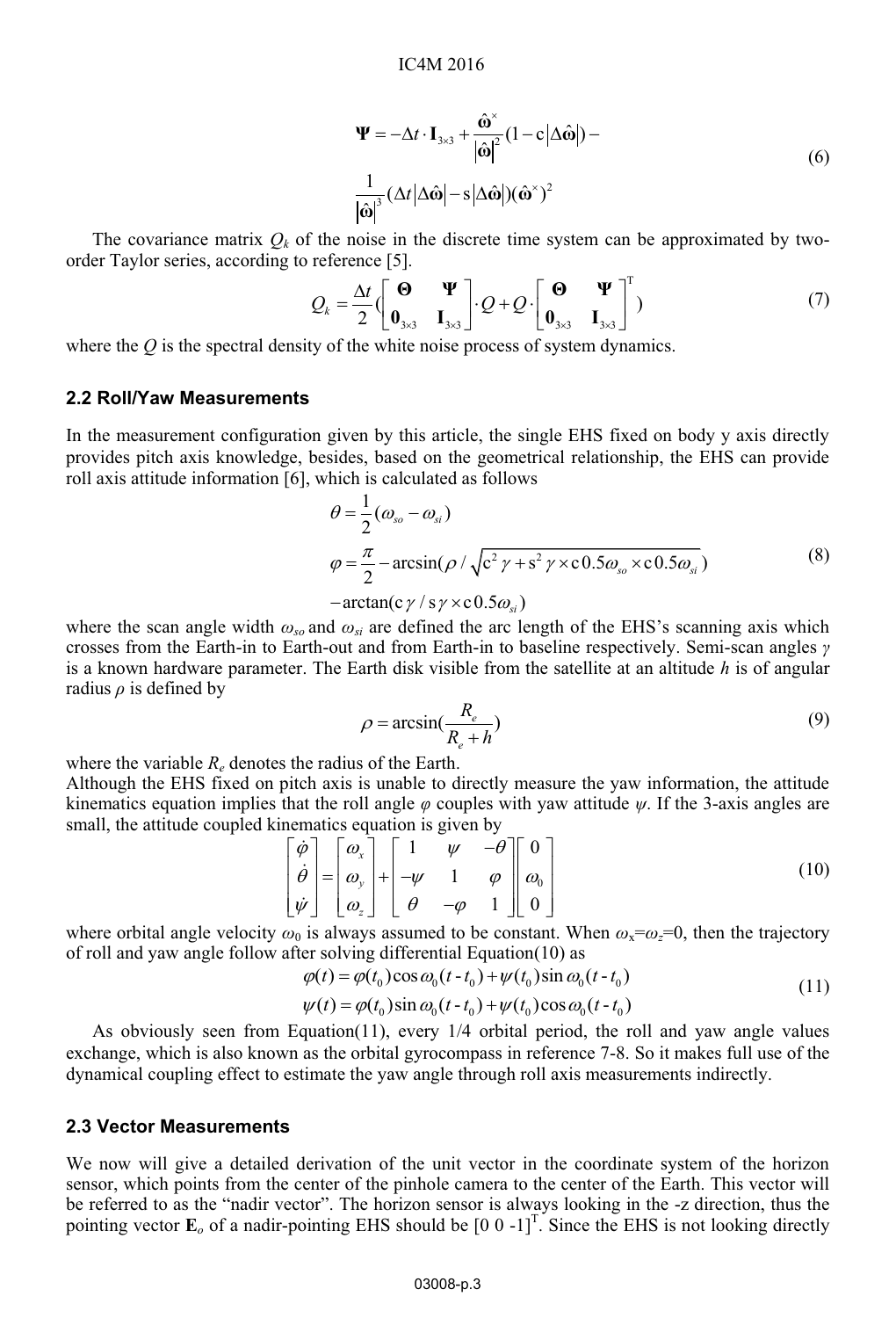$$
\begin{aligned}
\mathbf{\Psi} = & -\Delta t \cdot \mathbf{I}_{3\times 3} + \frac{\hat{\boldsymbol{\omega}}^{\times}}{\left|\hat{\boldsymbol{\omega}}\right|^{2}}(1 - \mathrm{c}\left|\Delta\hat{\boldsymbol{\omega}}\right|) - \\
& \frac{1}{\left|\hat{\boldsymbol{\omega}}\right|^{3}}(\Delta t\left|\Delta\hat{\boldsymbol{\omega}}\right| - \mathrm{s}\left|\Delta\hat{\boldsymbol{\omega}}\right|)(\hat{\boldsymbol{\omega}}^{\times})^{2}
\end{aligned}
\tag{6}
$$

The covariance matrix $Q_k$ of the noise in the discrete time system can be approximated by two-order Taylor series, according to reference [5].

$$
Q_k = \frac{\Delta t}{2}\left(\begin{bmatrix} \mathbf{\Theta} & \mathbf{\Psi} \\ \mathbf{0}_{3\times 3} & \mathbf{I}_{3\times 3} \end{bmatrix} \cdot Q + Q \cdot \begin{bmatrix} \mathbf{\Theta} & \mathbf{\Psi} \\ \mathbf{0}_{3\times 3} & \mathbf{I}_{3\times 3} \end{bmatrix}^{\mathrm{T}}\right)
\tag{7}
$$

where the $Q$ is the spectral density of the white noise process of system dynamics.

### 2.2 Roll/Yaw Measurements

In the measurement configuration given by this article, the single EHS fixed on body y axis directly provides pitch axis knowledge, besides, based on the geometrical relationship, the EHS can provide roll axis attitude information [6], which is calculated as follows

$$
\begin{aligned}
\theta &= \frac{1}{2}(\omega_{so} - \omega_{si}) \\
\varphi &= \frac{\pi}{2} - \arcsin(\rho / \sqrt{\mathrm{c}^2\gamma + \mathrm{s}^2\gamma \times \mathrm{c}\,0.5\omega_{so} \times \mathrm{c}\,0.5\omega_{si}}) \\
& -\arctan(\mathrm{c}\gamma / \mathrm{s}\gamma \times \mathrm{c}\,0.5\omega_{si})
\end{aligned}
\tag{8}
$$

where the scan angle width $\omega_{so}$ and $\omega_{si}$ are defined the arc length of the EHS's scanning axis which crosses from the Earth-in to Earth-out and from Earth-in to baseline respectively. Semi-scan angles $\gamma$ is a known hardware parameter. The Earth disk visible from the satellite at an altitude $h$ is of angular radius $\rho$ is defined by

$$
\rho = \arcsin\left(\frac{R_e}{R_e + h}\right)
\tag{9}
$$

where the variable $R_e$ denotes the radius of the Earth.

Although the EHS fixed on pitch axis is unable to directly measure the yaw information, the attitude kinematics equation implies that the roll angle $\varphi$ couples with yaw attitude $\psi$. If the 3-axis angles are small, the attitude coupled kinematics equation is given by

$$
\begin{bmatrix} \dot{\varphi} \\ \dot{\theta} \\ \dot{\psi} \end{bmatrix} = \begin{bmatrix} \omega_x \\ \omega_y \\ \omega_z \end{bmatrix} + \begin{bmatrix} 1 & \psi & -\theta \\ -\psi & 1 & \varphi \\ \theta & -\varphi & 1 \end{bmatrix} \begin{bmatrix} 0 \\ \omega_0 \\ 0 \end{bmatrix}
\tag{10}
$$

where orbital angle velocity $\omega_0$ is always assumed to be constant. When $\omega_x=\omega_z=0$, then the trajectory of roll and yaw angle follow after solving differential Equation(10) as

$$
\begin{aligned}
\varphi(t) &= \varphi(t_0)\cos\omega_0(t - t_0) + \psi(t_0)\sin\omega_0(t - t_0) \\
\psi(t) &= \varphi(t_0)\sin\omega_0(t - t_0) + \psi(t_0)\cos\omega_0(t - t_0)
\end{aligned}
\tag{11}
$$

As obviously seen from Equation(11), every 1/4 orbital period, the roll and yaw angle values exchange, which is also known as the orbital gyrocompass in reference 7-8. So it makes full use of the dynamical coupling effect to estimate the yaw angle through roll axis measurements indirectly.

### 2.3 Vector Measurements

We now will give a detailed derivation of the unit vector in the coordinate system of the horizon sensor, which points from the center of the pinhole camera to the center of the Earth. This vector will be referred to as the "nadir vector". The horizon sensor is always looking in the -z direction, thus the pointing vector $\mathbf{E}_o$ of a nadir-pointing EHS should be $[0\ 0\ \text{-}1]^{\mathrm{T}}$. Since the EHS is not looking directly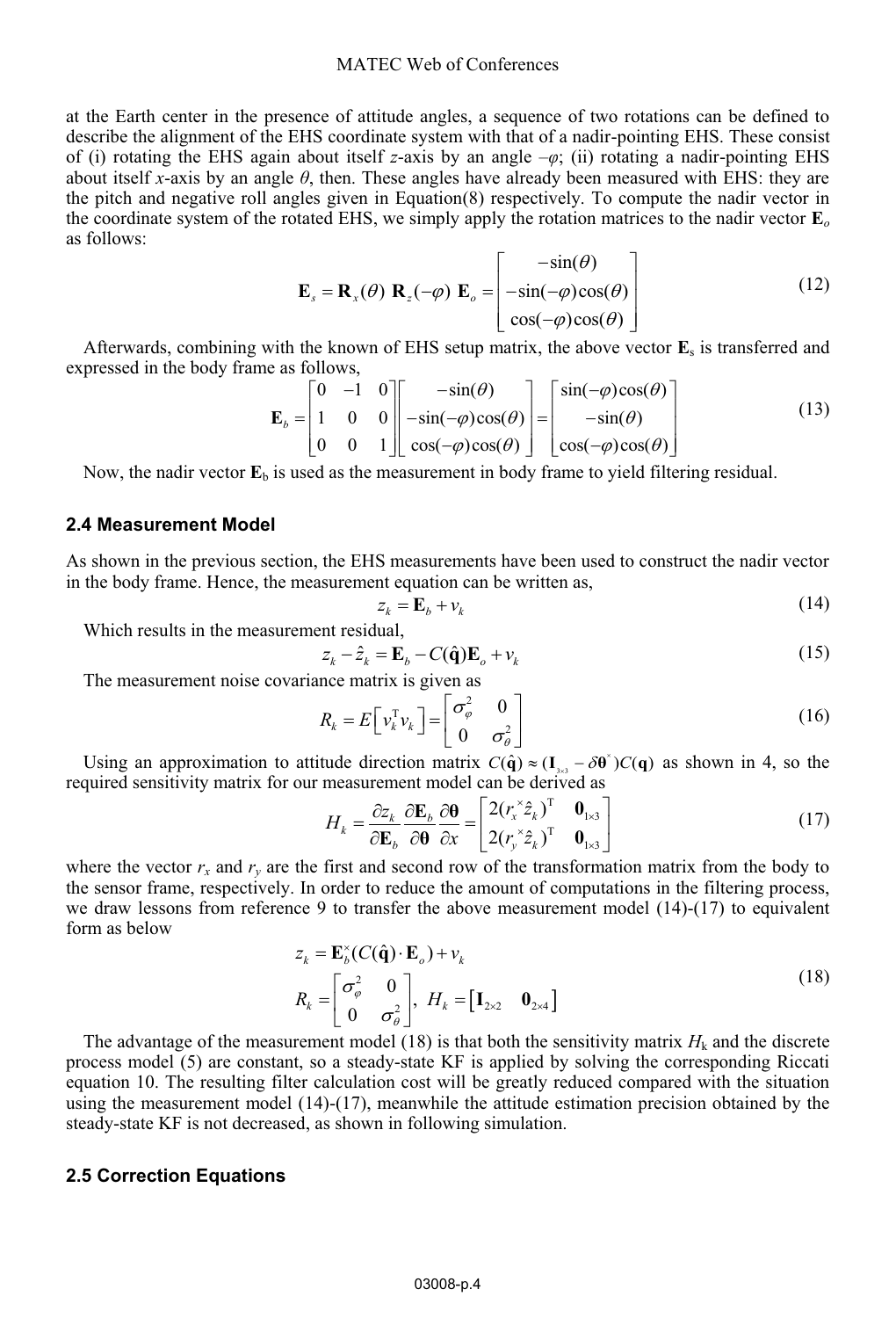at the Earth center in the presence of attitude angles, a sequence of two rotations can be defined to describe the alignment of the EHS coordinate system with that of a nadir-pointing EHS. These consist of (i) rotating the EHS again about itself $z$-axis by an angle $-\varphi$; (ii) rotating a nadir-pointing EHS about itself $x$-axis by an angle $\theta$, then. These angles have already been measured with EHS: they are the pitch and negative roll angles given in Equation(8) respectively. To compute the nadir vector in the coordinate system of the rotated EHS, we simply apply the rotation matrices to the nadir vector $\mathbf{E}_o$ as follows:

$$\mathbf{E}_s = \mathbf{R}_x(\theta)\ \mathbf{R}_z(-\varphi)\ \mathbf{E}_o = \begin{bmatrix} -\sin(\theta) \\ -\sin(-\varphi)\cos(\theta) \\ \cos(-\varphi)\cos(\theta) \end{bmatrix} \tag{12}$$

Afterwards, combining with the known of EHS setup matrix, the above vector $\mathbf{E}_s$ is transferred and expressed in the body frame as follows,

$$\mathbf{E}_b = \begin{bmatrix} 0 & -1 & 0 \\ 1 & 0 & 0 \\ 0 & 0 & 1 \end{bmatrix} \begin{bmatrix} -\sin(\theta) \\ -\sin(-\varphi)\cos(\theta) \\ \cos(-\varphi)\cos(\theta) \end{bmatrix} = \begin{bmatrix} \sin(-\varphi)\cos(\theta) \\ -\sin(\theta) \\ \cos(-\varphi)\cos(\theta) \end{bmatrix} \tag{13}$$

Now, the nadir vector $\mathbf{E}_b$ is used as the measurement in body frame to yield filtering residual.

### 2.4 Measurement Model

As shown in the previous section, the EHS measurements have been used to construct the nadir vector in the body frame. Hence, the measurement equation can be written as,

$$z_k = \mathbf{E}_b + v_k \tag{14}$$

Which results in the measurement residual,

$$z_k - \hat{z}_k = \mathbf{E}_b - C(\hat{\mathbf{q}})\mathbf{E}_o + v_k \tag{15}$$

The measurement noise covariance matrix is given as

$$R_k = E\left[v_k^{\mathrm{T}} v_k\right] = \begin{bmatrix} \sigma_\varphi^2 & 0 \\ 0 & \sigma_\theta^2 \end{bmatrix} \tag{16}$$

Using an approximation to attitude direction matrix $C(\hat{\mathbf{q}}) \approx (\mathbf{I}_{3\times3} - \delta\boldsymbol{\theta}^{\times})C(\mathbf{q})$ as shown in 4, so the required sensitivity matrix for our measurement model can be derived as

$$H_k = \frac{\partial z_k}{\partial \mathbf{E}_b}\frac{\partial \mathbf{E}_b}{\partial \boldsymbol{\theta}}\frac{\partial \boldsymbol{\theta}}{\partial x} = \begin{bmatrix} 2(r_x^{\times}\hat{z}_k)^{\mathrm{T}} & \mathbf{0}_{1\times3} \\ 2(r_y^{\times}\hat{z}_k)^{\mathrm{T}} & \mathbf{0}_{1\times3} \end{bmatrix} \tag{17}$$

where the vector $r_x$ and $r_y$ are the first and second row of the transformation matrix from the body to the sensor frame, respectively. In order to reduce the amount of computations in the filtering process, we draw lessons from reference 9 to transfer the above measurement model (14)-(17) to equivalent form as below

$$\begin{aligned} z_k &= \mathbf{E}_b^{\times}(C(\hat{\mathbf{q}})\cdot\mathbf{E}_o) + v_k \\ R_k &= \begin{bmatrix} \sigma_\varphi^2 & 0 \\ 0 & \sigma_\theta^2 \end{bmatrix},\ H_k = \begin{bmatrix} \mathbf{I}_{2\times2} & \mathbf{0}_{2\times4} \end{bmatrix} \end{aligned} \tag{18}$$

The advantage of the measurement model (18) is that both the sensitivity matrix $H_k$ and the discrete process model (5) are constant, so a steady-state KF is applied by solving the corresponding Riccati equation 10. The resulting filter calculation cost will be greatly reduced compared with the situation using the measurement model (14)-(17), meanwhile the attitude estimation precision obtained by the steady-state KF is not decreased, as shown in following simulation.

### 2.5 Correction Equations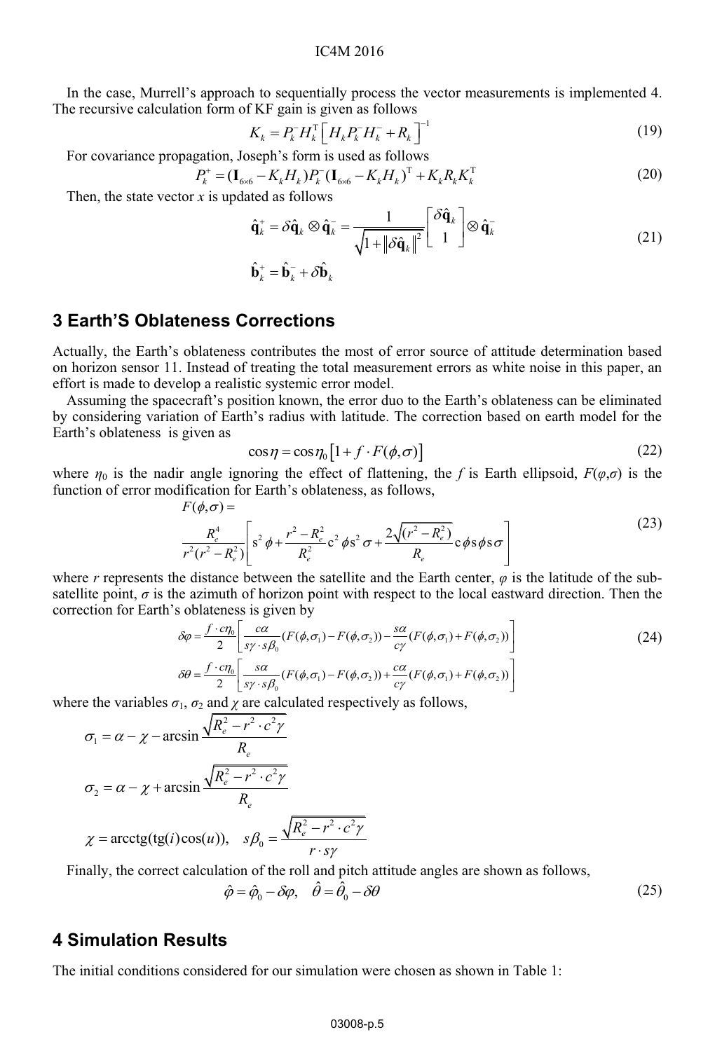In the case, Murrell's approach to sequentially process the vector measurements is implemented 4. The recursive calculation form of KF gain is given as follows

$$K_k = P_k^- H_k^{\mathrm{T}} \left[ H_k P_k^- H_k^- + R_k \right]^{-1} \tag{19}$$

For covariance propagation, Joseph's form is used as follows

$$P_k^+ = (\mathbf{I}_{6\times6} - K_k H_k) P_k^- (\mathbf{I}_{6\times6} - K_k H_k)^{\mathrm{T}} + K_k R_k K_k^{\mathrm{T}} \tag{20}$$

Then, the state vector $x$ is updated as follows

$$\begin{aligned}
\hat{\mathbf{q}}_k^+ &= \delta\hat{\mathbf{q}}_k \otimes \hat{\mathbf{q}}_k^- = \frac{1}{\sqrt{1+\left\|\delta\hat{\mathbf{q}}_k\right\|^2}} \begin{bmatrix} \delta\hat{\mathbf{q}}_k \\ 1 \end{bmatrix} \otimes \hat{\mathbf{q}}_k^- \\
\hat{\mathbf{b}}_k^+ &= \hat{\mathbf{b}}_k^- + \delta\hat{\mathbf{b}}_k
\end{aligned} \tag{21}$$

## 3 Earth'S Oblateness Corrections

Actually, the Earth's oblateness contributes the most of error source of attitude determination based on horizon sensor 11. Instead of treating the total measurement errors as white noise in this paper, an effort is made to develop a realistic systemic error model.

Assuming the spacecraft's position known, the error duo to the Earth's oblateness can be eliminated by considering variation of Earth's radius with latitude. The correction based on earth model for the Earth's oblateness is given as

$$\cos\eta = \cos\eta_0 \left[ 1 + f \cdot F(\phi,\sigma) \right] \tag{22}$$

where $\eta_0$ is the nadir angle ignoring the effect of flattening, the $f$ is Earth ellipsoid, $F(\varphi,\sigma)$ is the function of error modification for Earth's oblateness, as follows,

$$F(\phi,\sigma) = \frac{R_e^4}{r^2(r^2-R_e^2)} \left[ \mathrm{s}^2\phi + \frac{r^2-R_e^2}{R_e^2}\mathrm{c}^2\phi\,\mathrm{s}^2\sigma + \frac{2\sqrt{(r^2-R_e^2)}}{R_e}\mathrm{c}\phi\,\mathrm{s}\phi\,\mathrm{s}\sigma \right] \tag{23}$$

where $r$ represents the distance between the satellite and the Earth center, $\varphi$ is the latitude of the sub-satellite point, $\sigma$ is the azimuth of horizon point with respect to the local eastward direction. Then the correction for Earth's oblateness is given by

$$\begin{aligned}
\delta\varphi &= \frac{f\cdot c\eta_0}{2}\left[ \frac{c\alpha}{s\gamma\cdot s\beta_0}(F(\phi,\sigma_1)-F(\phi,\sigma_2)) - \frac{s\alpha}{c\gamma}(F(\phi,\sigma_1)+F(\phi,\sigma_2)) \right] \\
\delta\theta &= \frac{f\cdot c\eta_0}{2}\left[ \frac{s\alpha}{s\gamma\cdot s\beta_0}(F(\phi,\sigma_1)-F(\phi,\sigma_2)) + \frac{c\alpha}{c\gamma}(F(\phi,\sigma_1)+F(\phi,\sigma_2)) \right]
\end{aligned} \tag{24}$$

where the variables $\sigma_1$, $\sigma_2$ and $\chi$ are calculated respectively as follows,

$$\sigma_1 = \alpha - \chi - \arcsin\frac{\sqrt{R_e^2 - r^2\cdot c^2\gamma}}{R_e}$$

$$\sigma_2 = \alpha - \chi + \arcsin\frac{\sqrt{R_e^2 - r^2\cdot c^2\gamma}}{R_e}$$

$$\chi = \mathrm{arcctg}(\mathrm{tg}(i)\cos(u)), \quad s\beta_0 = \frac{\sqrt{R_e^2 - r^2\cdot c^2\gamma}}{r\cdot s\gamma}$$

Finally, the correct calculation of the roll and pitch attitude angles are shown as follows,

$$\hat{\varphi} = \hat{\varphi}_0 - \delta\varphi, \quad \hat{\theta} = \hat{\theta}_0 - \delta\theta \tag{25}$$

## 4 Simulation Results

The initial conditions considered for our simulation were chosen as shown in Table 1: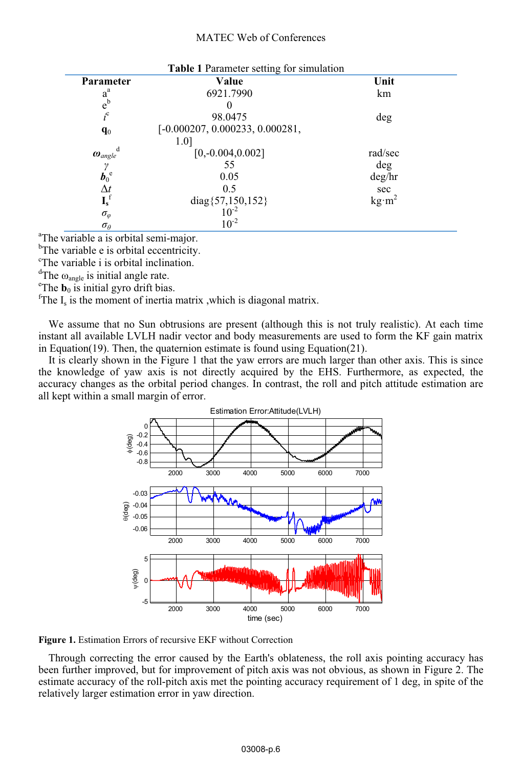**Table 1** Parameter setting for simulation

| Parameter | Value | Unit |
|---|---|---|
| a[a] | 6921.7990 | km |
| e[b] | 0 | |
| $i$[c] | 98.0475 | deg |
| $\mathbf{q}_0$ | [-0.000207, 0.000233, 0.000281, 1.0] | |
| $\boldsymbol{\omega}_{angle}$[d] | [0,-0.004,0.002] | rad/sec |
| $\gamma$ | 55 | deg |
| $\boldsymbol{b}_0$[e] | 0.05 | deg/hr |
| $\Delta t$ | 0.5 | sec |
| $\mathbf{I}_s$[f] | diag{57,150,152} | kg·m$^2$ |
| $\sigma_\varphi$ | $10^{-2}$ | |
| $\sigma_\theta$ | $10^{-2}$ | |

[a]The variable a is orbital semi-major.
[b]The variable e is orbital eccentricity.
[c]The variable i is orbital inclination.
[d]The $\omega_{angle}$ is initial angle rate.
[e]The $\mathbf{b}_0$ is initial gyro drift bias.
[f]The $I_s$ is the moment of inertia matrix ,which is diagonal matrix.

We assume that no Sun obtrusions are present (although this is not truly realistic). At each time instant all available LVLH nadir vector and body measurements are used to form the KF gain matrix in Equation(19). Then, the quaternion estimate is found using Equation(21).

It is clearly shown in the Figure 1 that the yaw errors are much larger than other axis. This is since the knowledge of yaw axis is not directly acquired by the EHS. Furthermore, as expected, the accuracy changes as the orbital period changes. In contrast, the roll and pitch attitude estimation are all kept within a small margin of error.

**Figure 1.** Estimation Errors of recursive EKF without Correction

Through correcting the error caused by the Earth's oblateness, the roll axis pointing accuracy has been further improved, but for improvement of pitch axis was not obvious, as shown in Figure 2. The estimate accuracy of the roll-pitch axis met the pointing accuracy requirement of 1 deg, in spite of the relatively larger estimation error in yaw direction.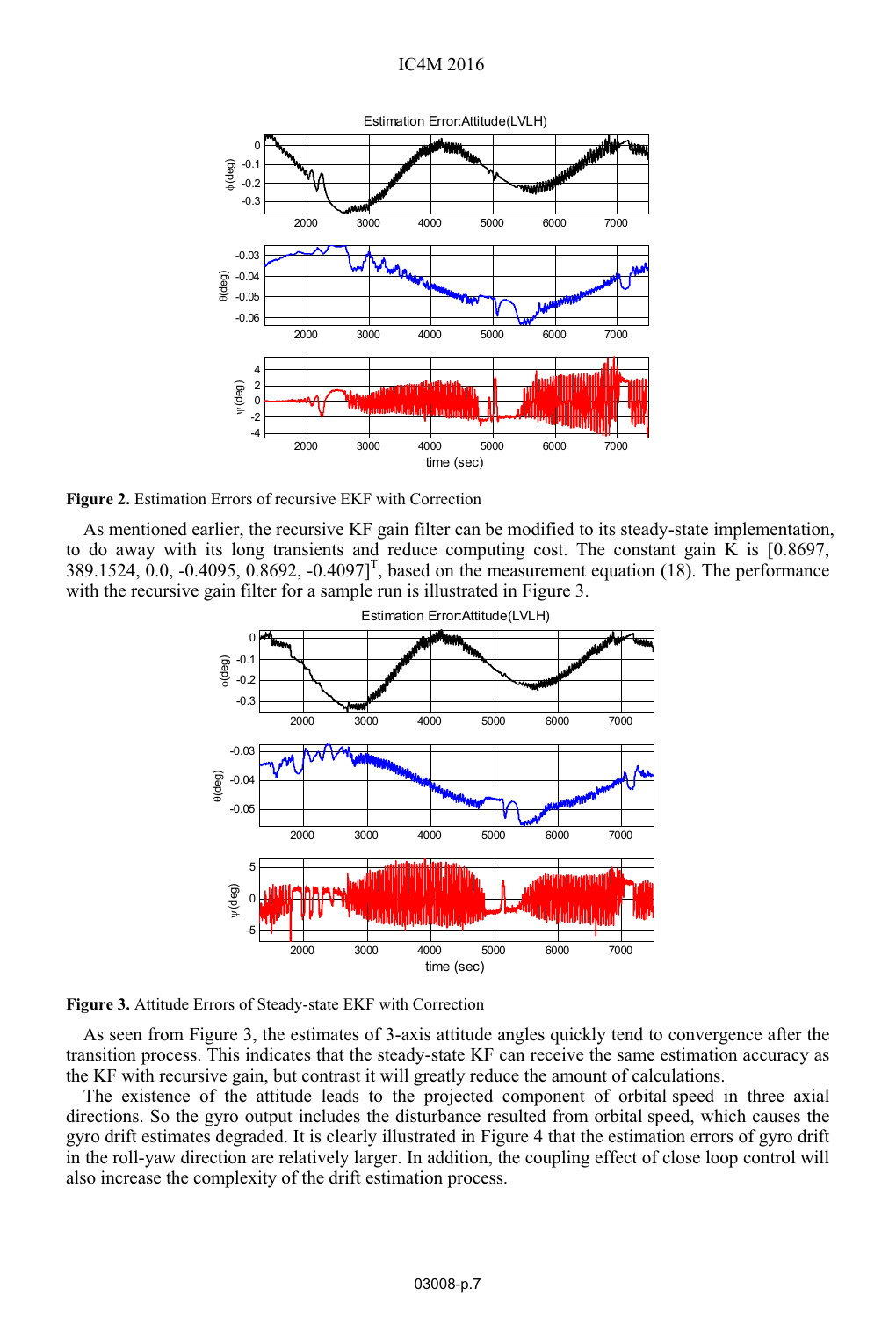**Figure 2.** Estimation Errors of recursive EKF with Correction

As mentioned earlier, the recursive KF gain filter can be modified to its steady-state implementation, to do away with its long transients and reduce computing cost. The constant gain K is [0.8697, 389.1524, 0.0, -0.4095, 0.8692, -0.4097]$^T$, based on the measurement equation (18). The performance with the recursive gain filter for a sample run is illustrated in Figure 3.

**Figure 3.** Attitude Errors of Steady-state EKF with Correction

As seen from Figure 3, the estimates of 3-axis attitude angles quickly tend to convergence after the transition process. This indicates that the steady-state KF can receive the same estimation accuracy as the KF with recursive gain, but contrast it will greatly reduce the amount of calculations.

The existence of the attitude leads to the projected component of orbital speed in three axial directions. So the gyro output includes the disturbance resulted from orbital speed, which causes the gyro drift estimates degraded. It is clearly illustrated in Figure 4 that the estimation errors of gyro drift in the roll-yaw direction are relatively larger. In addition, the coupling effect of close loop control will also increase the complexity of the drift estimation process.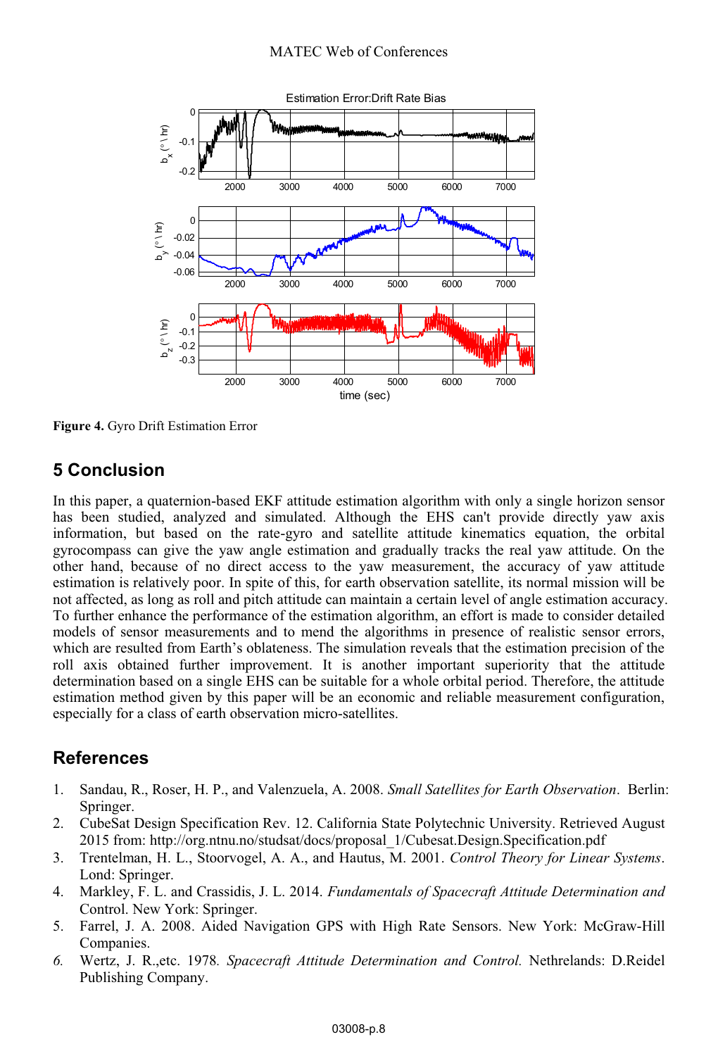Figure 4. Gyro Drift Estimation Error

## 5 Conclusion

In this paper, a quaternion-based EKF attitude estimation algorithm with only a single horizon sensor has been studied, analyzed and simulated. Although the EHS can't provide directly yaw axis information, but based on the rate-gyro and satellite attitude kinematics equation, the orbital gyrocompass can give the yaw angle estimation and gradually tracks the real yaw attitude. On the other hand, because of no direct access to the yaw measurement, the accuracy of yaw attitude estimation is relatively poor. In spite of this, for earth observation satellite, its normal mission will be not affected, as long as roll and pitch attitude can maintain a certain level of angle estimation accuracy. To further enhance the performance of the estimation algorithm, an effort is made to consider detailed models of sensor measurements and to mend the algorithms in presence of realistic sensor errors, which are resulted from Earth's oblateness. The simulation reveals that the estimation precision of the roll axis obtained further improvement. It is another important superiority that the attitude determination based on a single EHS can be suitable for a whole orbital period. Therefore, the attitude estimation method given by this paper will be an economic and reliable measurement configuration, especially for a class of earth observation micro-satellites.

## References

1. Sandau, R., Roser, H. P., and Valenzuela, A. 2008. *Small Satellites for Earth Observation*. Berlin: Springer.
2. CubeSat Design Specification Rev. 12. California State Polytechnic University. Retrieved August 2015 from: http://org.ntnu.no/studsat/docs/proposal_1/Cubesat.Design.Specification.pdf
3. Trentelman, H. L., Stoorvogel, A. A., and Hautus, M. 2001. *Control Theory for Linear Systems*. Lond: Springer.
4. Markley, F. L. and Crassidis, J. L. 2014. *Fundamentals of Spacecraft Attitude Determination and* Control. New York: Springer.
5. Farrel, J. A. 2008. Aided Navigation GPS with High Rate Sensors. New York: McGraw-Hill Companies.
6. Wertz, J. R.,etc. 1978. *Spacecraft Attitude Determination and Control.* Nethrelands: D.Reidel Publishing Company.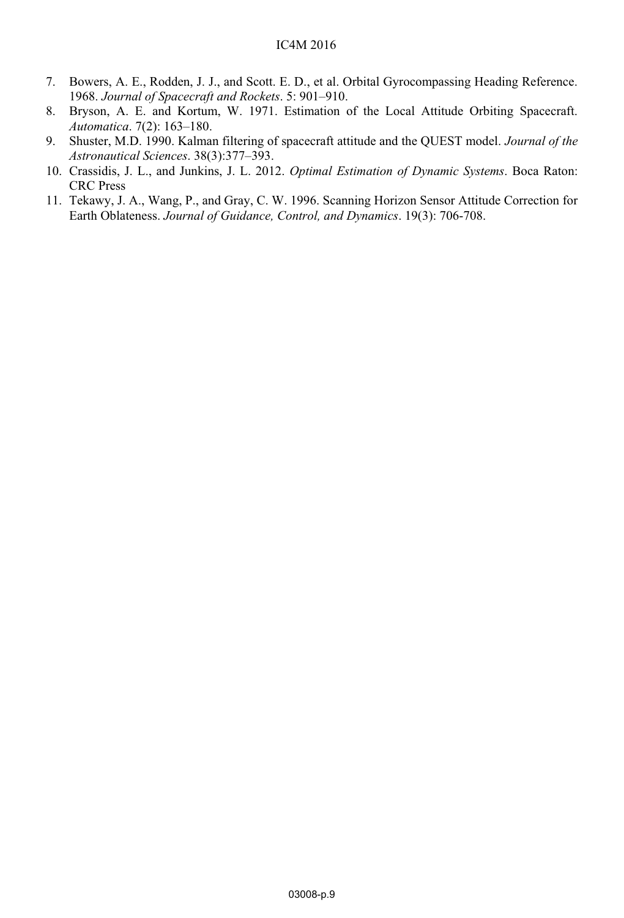7. Bowers, A. E., Rodden, J. J., and Scott. E. D., et al. Orbital Gyrocompassing Heading Reference. 1968. *Journal of Spacecraft and Rockets*. 5: 901–910.
8. Bryson, A. E. and Kortum, W. 1971. Estimation of the Local Attitude Orbiting Spacecraft. *Automatica*. 7(2): 163–180.
9. Shuster, M.D. 1990. Kalman filtering of spacecraft attitude and the QUEST model. *Journal of the Astronautical Sciences*. 38(3):377–393.
10. Crassidis, J. L., and Junkins, J. L. 2012. *Optimal Estimation of Dynamic Systems*. Boca Raton: CRC Press
11. Tekawy, J. A., Wang, P., and Gray, C. W. 1996. Scanning Horizon Sensor Attitude Correction for Earth Oblateness. *Journal of Guidance, Control, and Dynamics*. 19(3): 706-708.